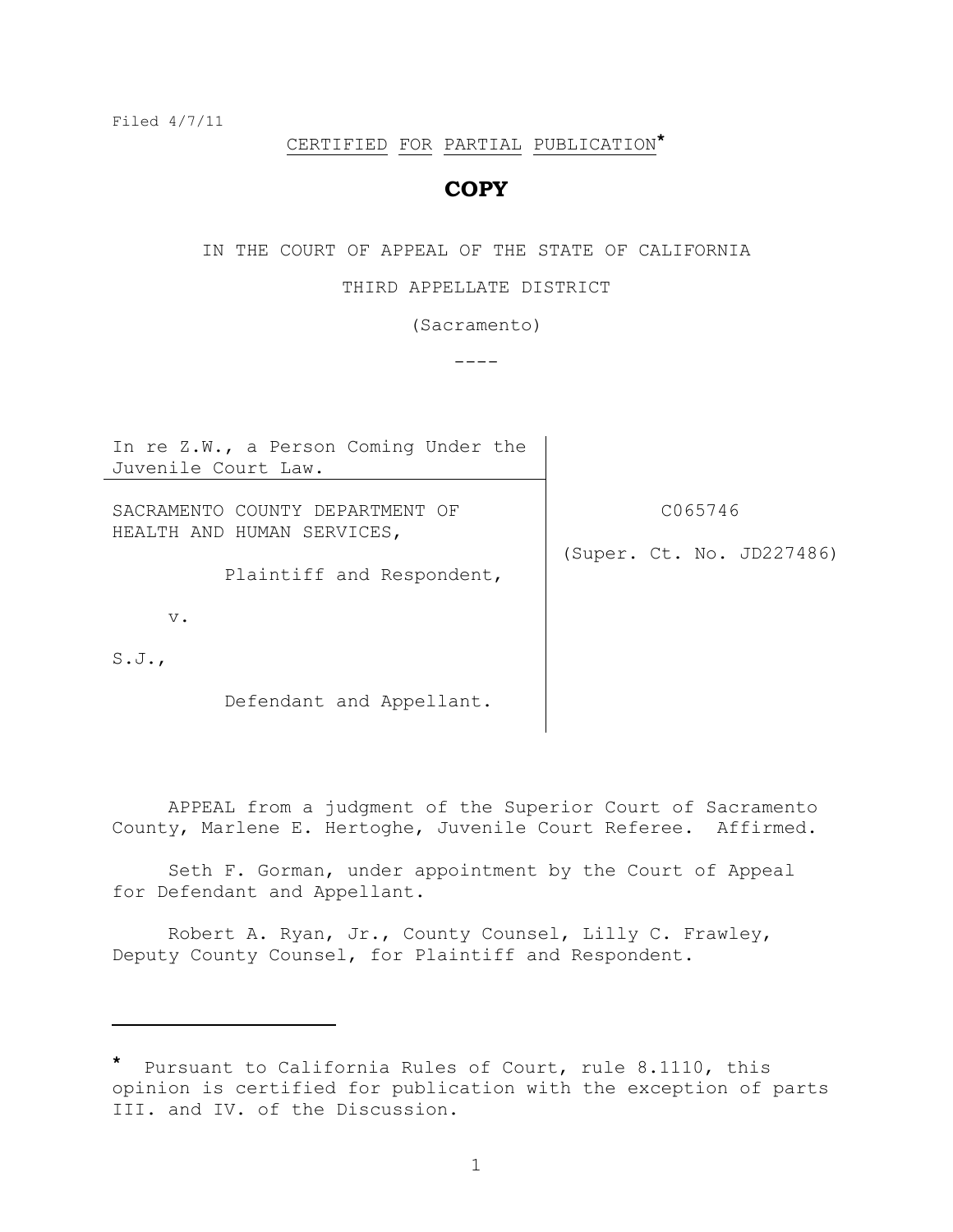Filed 4/7/11

CERTIFIED FOR PARTIAL PUBLICATION*

**COPY**

IN THE COURT OF APPEAL OF THE STATE OF CALIFORNIA

THIRD APPELLATE DISTRICT

(Sacramento)

----

| | |
|---|---|
| In re Z.W., a Person Coming Under the Juvenile Court Law. | |
| SACRAMENTO COUNTY DEPARTMENT OF HEALTH AND HUMAN SERVICES,<br><br>Plaintiff and Respondent,<br><br>v.<br><br>S.J.,<br><br>Defendant and Appellant. | C065746<br><br>(Super. Ct. No. JD227486) |

APPEAL from a judgment of the Superior Court of Sacramento County, Marlene E. Hertoghe, Juvenile Court Referee. Affirmed.

Seth F. Gorman, under appointment by the Court of Appeal for Defendant and Appellant.

Robert A. Ryan, Jr., County Counsel, Lilly C. Frawley, Deputy County Counsel, for Plaintiff and Respondent.

---

* Pursuant to California Rules of Court, rule 8.1110, this opinion is certified for publication with the exception of parts III. and IV. of the Discussion.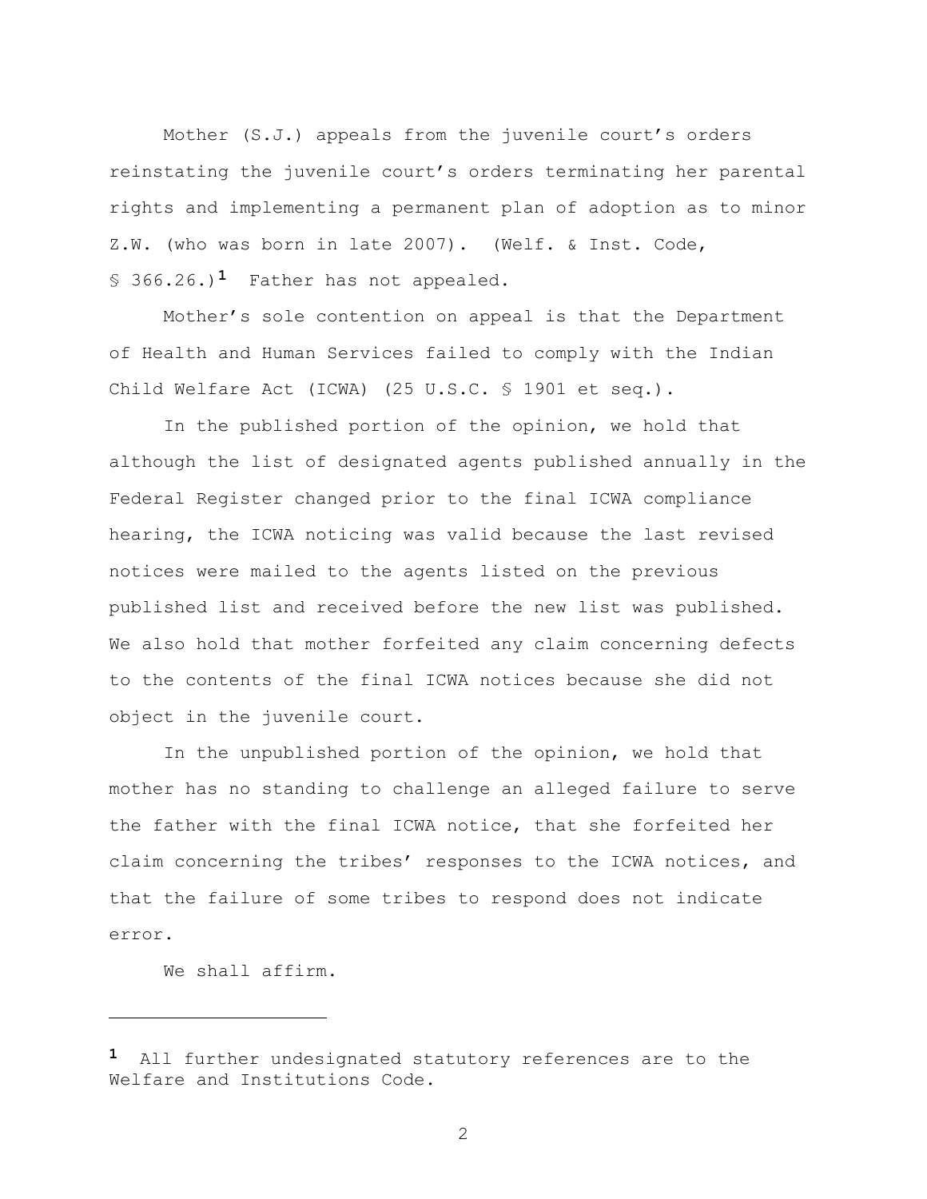Mother (S.J.) appeals from the juvenile court's orders reinstating the juvenile court's orders terminating her parental rights and implementing a permanent plan of adoption as to minor Z.W. (who was born in late 2007). (Welf. & Inst. Code, § 366.26.)[1] Father has not appealed.

Mother's sole contention on appeal is that the Department of Health and Human Services failed to comply with the Indian Child Welfare Act (ICWA) (25 U.S.C. § 1901 et seq.).

In the published portion of the opinion, we hold that although the list of designated agents published annually in the Federal Register changed prior to the final ICWA compliance hearing, the ICWA noticing was valid because the last revised notices were mailed to the agents listed on the previous published list and received before the new list was published. We also hold that mother forfeited any claim concerning defects to the contents of the final ICWA notices because she did not object in the juvenile court.

In the unpublished portion of the opinion, we hold that mother has no standing to challenge an alleged failure to serve the father with the final ICWA notice, that she forfeited her claim concerning the tribes' responses to the ICWA notices, and that the failure of some tribes to respond does not indicate error.

We shall affirm.

---

[1] All further undesignated statutory references are to the Welfare and Institutions Code.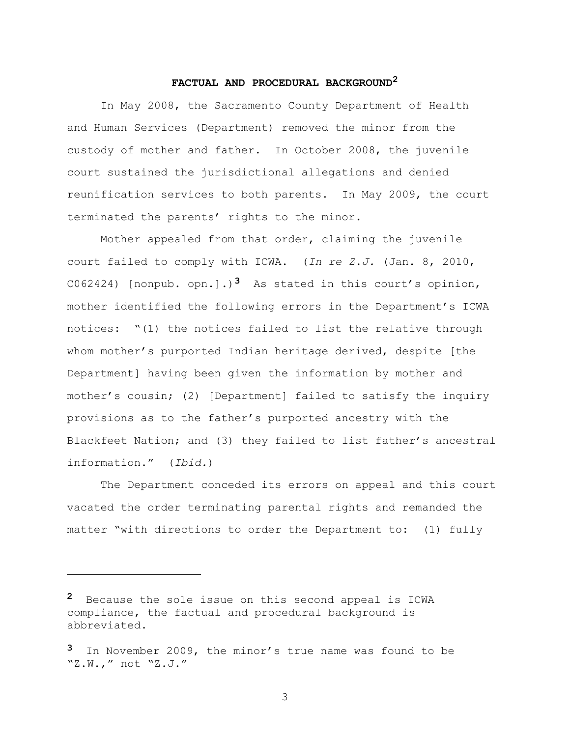## FACTUAL AND PROCEDURAL BACKGROUND[2]

In May 2008, the Sacramento County Department of Health and Human Services (Department) removed the minor from the custody of mother and father. In October 2008, the juvenile court sustained the jurisdictional allegations and denied reunification services to both parents. In May 2009, the court terminated the parents' rights to the minor.

Mother appealed from that order, claiming the juvenile court failed to comply with ICWA. (*In re Z.J.* (Jan. 8, 2010, C062424) [nonpub. opn.].)[3] As stated in this court's opinion, mother identified the following errors in the Department's ICWA notices: "(1) the notices failed to list the relative through whom mother's purported Indian heritage derived, despite [the Department] having been given the information by mother and mother's cousin; (2) [Department] failed to satisfy the inquiry provisions as to the father's purported ancestry with the Blackfeet Nation; and (3) they failed to list father's ancestral information." (*Ibid.*)

The Department conceded its errors on appeal and this court vacated the order terminating parental rights and remanded the matter "with directions to order the Department to: (1) fully

---

[2] Because the sole issue on this second appeal is ICWA compliance, the factual and procedural background is abbreviated.

[3] In November 2009, the minor's true name was found to be "Z.W.," not "Z.J."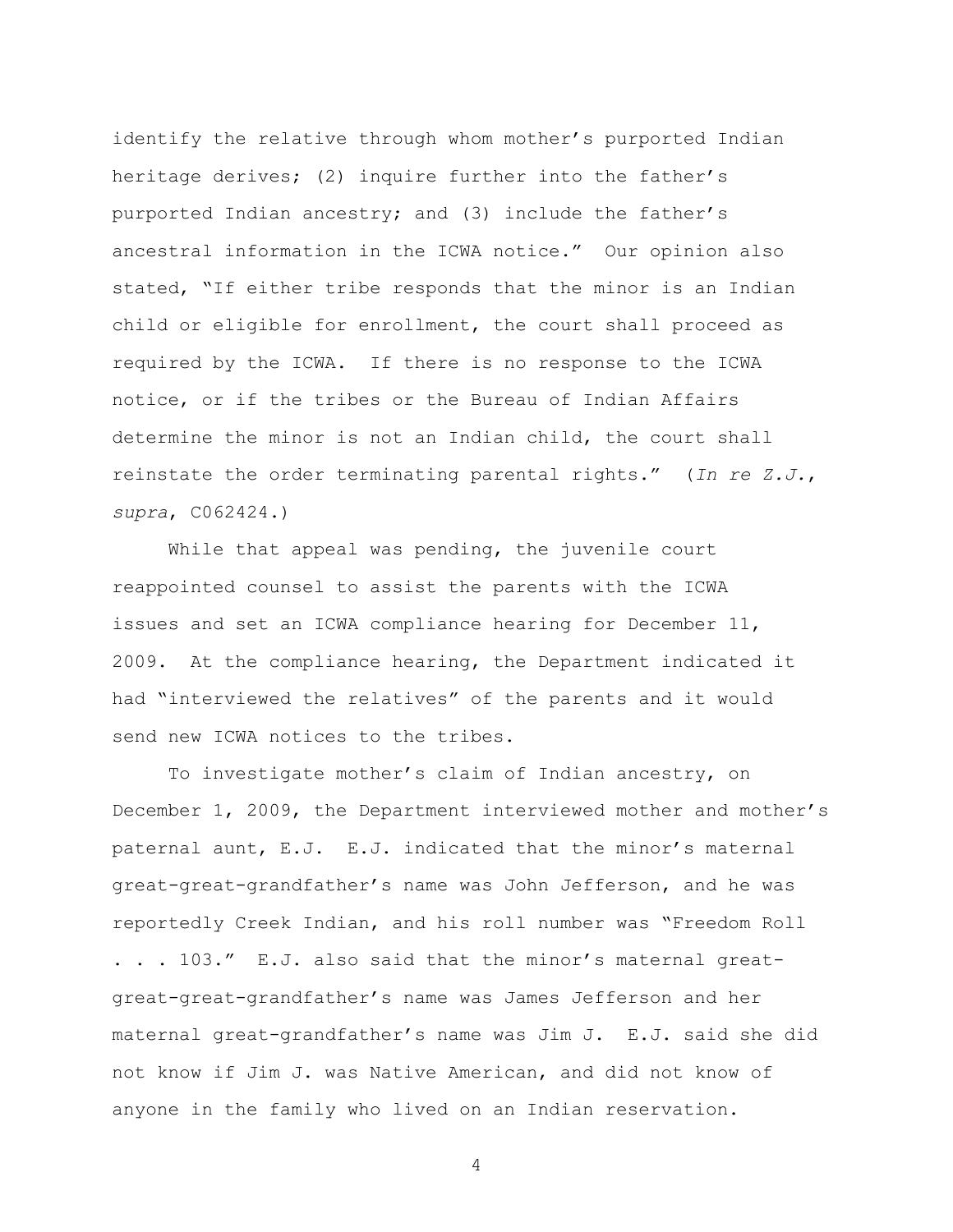identify the relative through whom mother's purported Indian heritage derives; (2) inquire further into the father's purported Indian ancestry; and (3) include the father's ancestral information in the ICWA notice." Our opinion also stated, "If either tribe responds that the minor is an Indian child or eligible for enrollment, the court shall proceed as required by the ICWA. If there is no response to the ICWA notice, or if the tribes or the Bureau of Indian Affairs determine the minor is not an Indian child, the court shall reinstate the order terminating parental rights." (*In re Z.J.*, *supra*, C062424.)

While that appeal was pending, the juvenile court reappointed counsel to assist the parents with the ICWA issues and set an ICWA compliance hearing for December 11, 2009. At the compliance hearing, the Department indicated it had "interviewed the relatives" of the parents and it would send new ICWA notices to the tribes.

To investigate mother's claim of Indian ancestry, on December 1, 2009, the Department interviewed mother and mother's paternal aunt, E.J. E.J. indicated that the minor's maternal great-great-grandfather's name was John Jefferson, and he was reportedly Creek Indian, and his roll number was "Freedom Roll . . . 103." E.J. also said that the minor's maternal great-great-great-grandfather's name was James Jefferson and her maternal great-grandfather's name was Jim J. E.J. said she did not know if Jim J. was Native American, and did not know of anyone in the family who lived on an Indian reservation.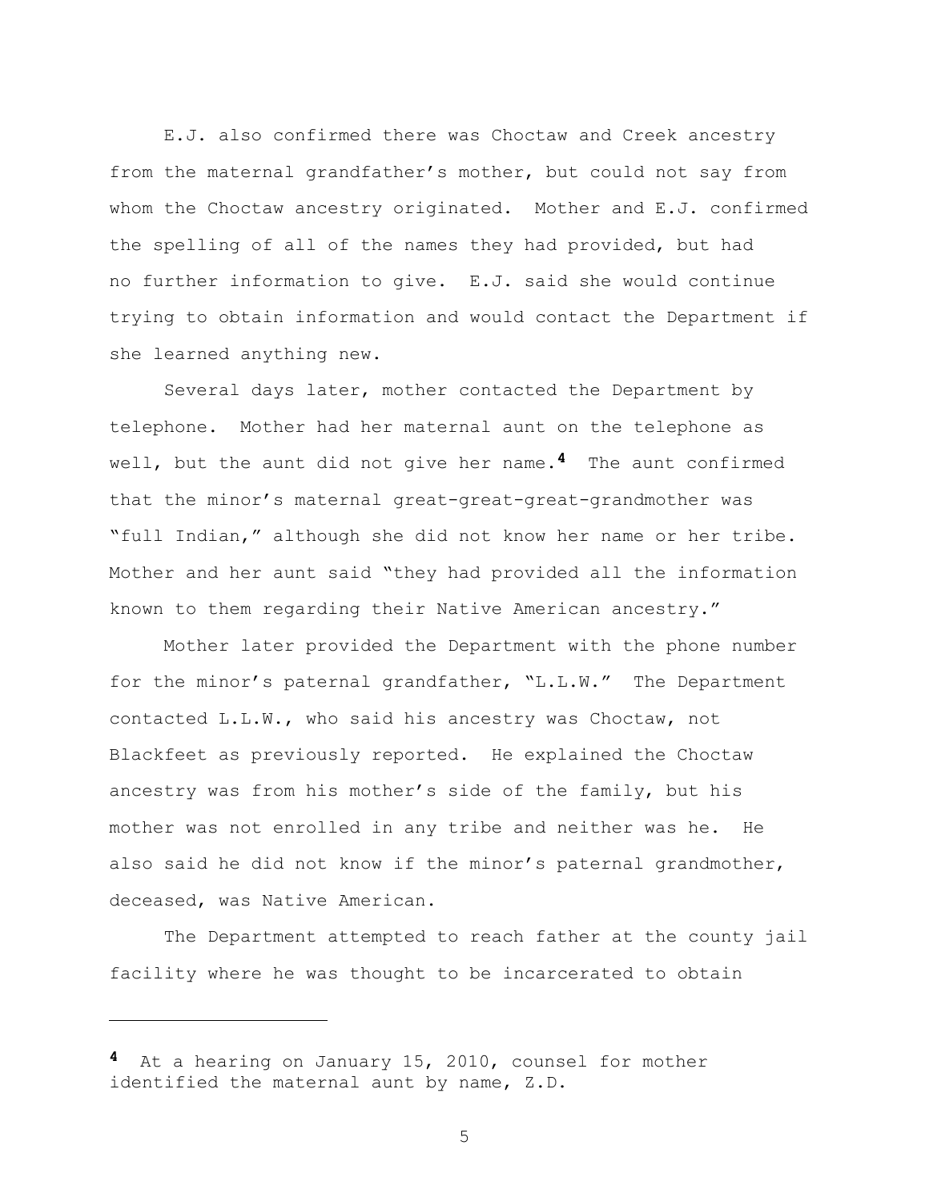E.J. also confirmed there was Choctaw and Creek ancestry from the maternal grandfather's mother, but could not say from whom the Choctaw ancestry originated. Mother and E.J. confirmed the spelling of all of the names they had provided, but had no further information to give. E.J. said she would continue trying to obtain information and would contact the Department if she learned anything new.

Several days later, mother contacted the Department by telephone. Mother had her maternal aunt on the telephone as well, but the aunt did not give her name.[4] The aunt confirmed that the minor's maternal great-great-great-grandmother was "full Indian," although she did not know her name or her tribe. Mother and her aunt said "they had provided all the information known to them regarding their Native American ancestry."

Mother later provided the Department with the phone number for the minor's paternal grandfather, "L.L.W." The Department contacted L.L.W., who said his ancestry was Choctaw, not Blackfeet as previously reported. He explained the Choctaw ancestry was from his mother's side of the family, but his mother was not enrolled in any tribe and neither was he. He also said he did not know if the minor's paternal grandmother, deceased, was Native American.

The Department attempted to reach father at the county jail facility where he was thought to be incarcerated to obtain

---

[4] At a hearing on January 15, 2010, counsel for mother identified the maternal aunt by name, Z.D.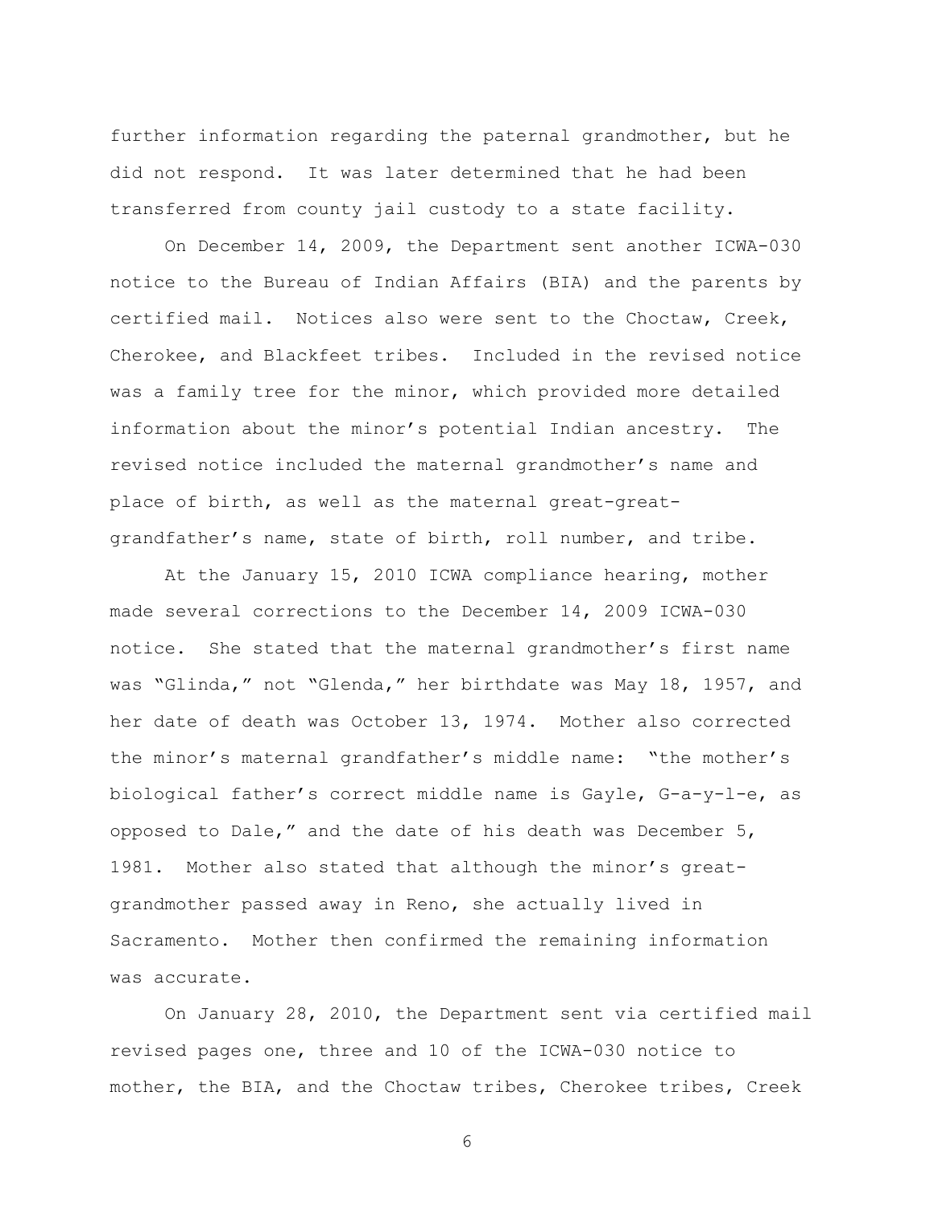further information regarding the paternal grandmother, but he did not respond. It was later determined that he had been transferred from county jail custody to a state facility.

On December 14, 2009, the Department sent another ICWA-030 notice to the Bureau of Indian Affairs (BIA) and the parents by certified mail. Notices also were sent to the Choctaw, Creek, Cherokee, and Blackfeet tribes. Included in the revised notice was a family tree for the minor, which provided more detailed information about the minor's potential Indian ancestry. The revised notice included the maternal grandmother's name and place of birth, as well as the maternal great-great-grandfather's name, state of birth, roll number, and tribe.

At the January 15, 2010 ICWA compliance hearing, mother made several corrections to the December 14, 2009 ICWA-030 notice. She stated that the maternal grandmother's first name was "Glinda," not "Glenda," her birthdate was May 18, 1957, and her date of death was October 13, 1974. Mother also corrected the minor's maternal grandfather's middle name: "the mother's biological father's correct middle name is Gayle, G-a-y-l-e, as opposed to Dale," and the date of his death was December 5, 1981. Mother also stated that although the minor's great-grandmother passed away in Reno, she actually lived in Sacramento. Mother then confirmed the remaining information was accurate.

On January 28, 2010, the Department sent via certified mail revised pages one, three and 10 of the ICWA-030 notice to mother, the BIA, and the Choctaw tribes, Cherokee tribes, Creek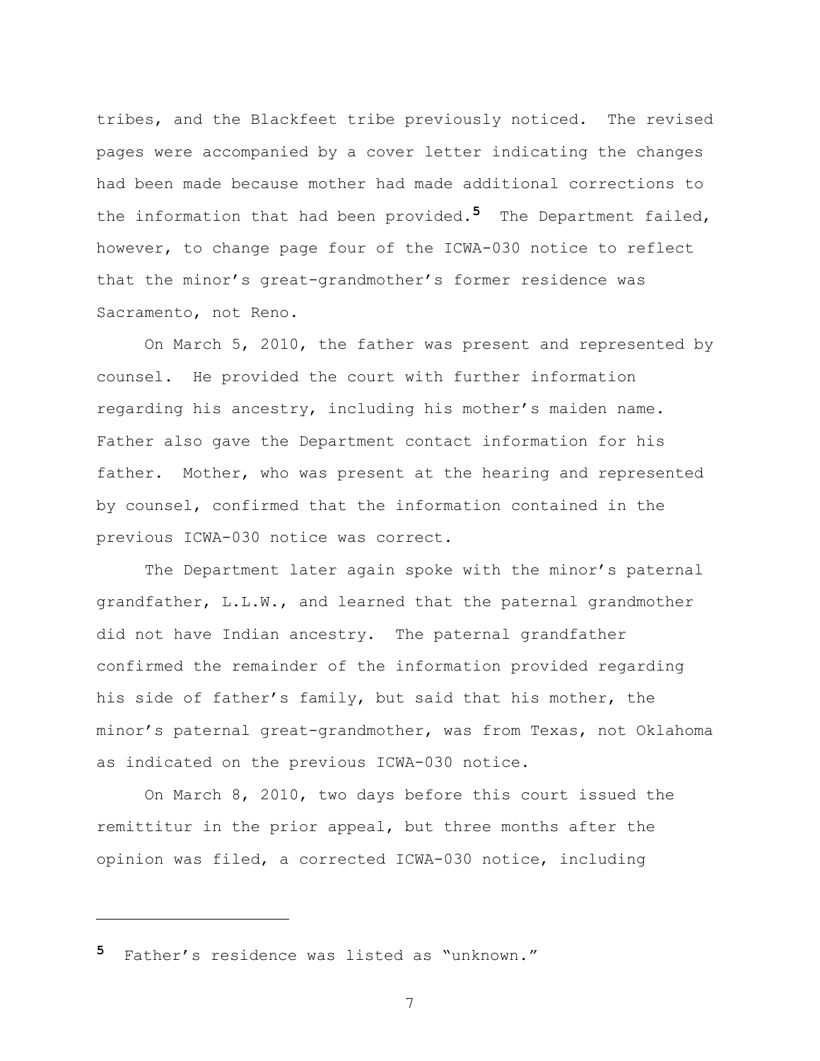tribes, and the Blackfeet tribe previously noticed. The revised pages were accompanied by a cover letter indicating the changes had been made because mother had made additional corrections to the information that had been provided.[5] The Department failed, however, to change page four of the ICWA-030 notice to reflect that the minor's great-grandmother's former residence was Sacramento, not Reno.

On March 5, 2010, the father was present and represented by counsel. He provided the court with further information regarding his ancestry, including his mother's maiden name. Father also gave the Department contact information for his father. Mother, who was present at the hearing and represented by counsel, confirmed that the information contained in the previous ICWA-030 notice was correct.

The Department later again spoke with the minor's paternal grandfather, L.L.W., and learned that the paternal grandmother did not have Indian ancestry. The paternal grandfather confirmed the remainder of the information provided regarding his side of father's family, but said that his mother, the minor's paternal great-grandmother, was from Texas, not Oklahoma as indicated on the previous ICWA-030 notice.

On March 8, 2010, two days before this court issued the remittitur in the prior appeal, but three months after the opinion was filed, a corrected ICWA-030 notice, including

---

[5] Father's residence was listed as "unknown."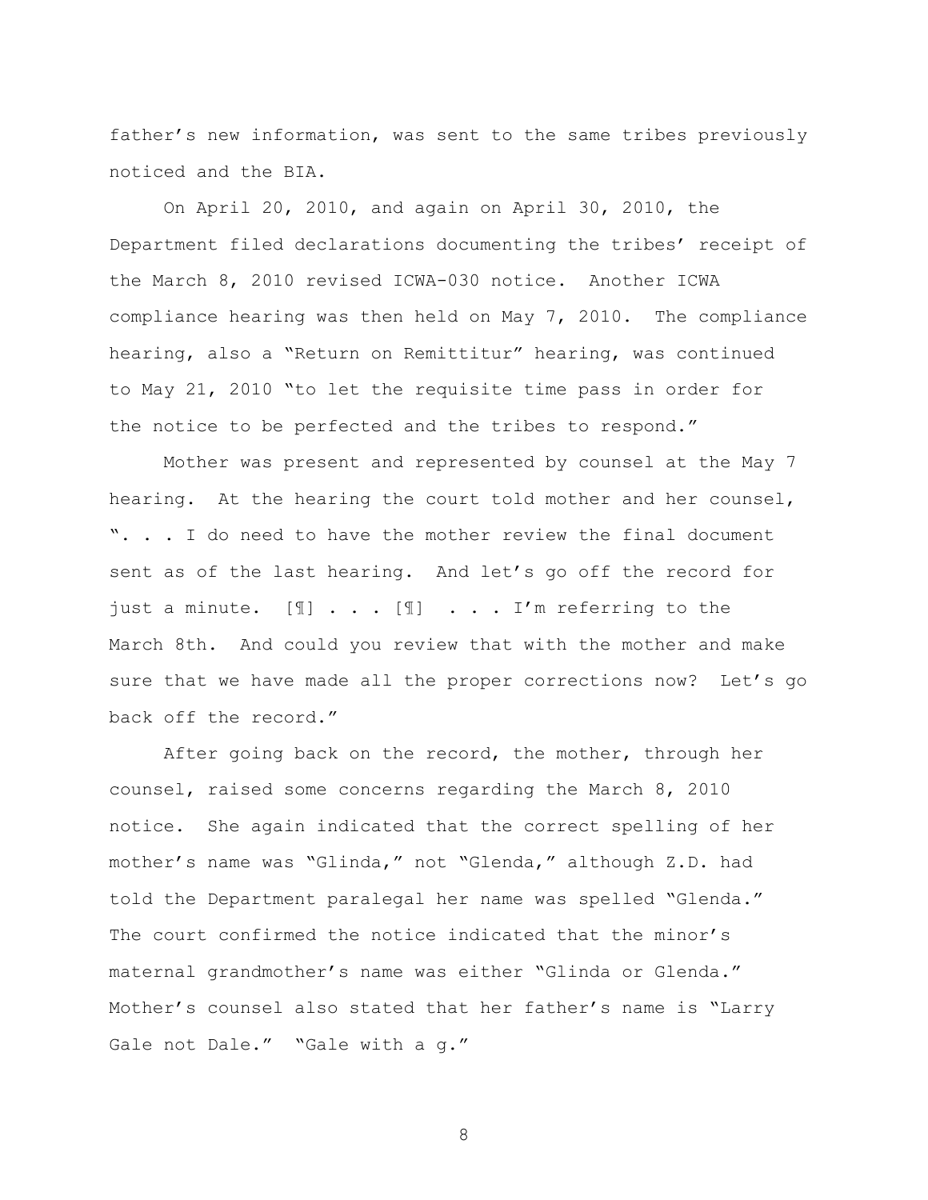father's new information, was sent to the same tribes previously noticed and the BIA.

On April 20, 2010, and again on April 30, 2010, the Department filed declarations documenting the tribes' receipt of the March 8, 2010 revised ICWA-030 notice. Another ICWA compliance hearing was then held on May 7, 2010. The compliance hearing, also a "Return on Remittitur" hearing, was continued to May 21, 2010 "to let the requisite time pass in order for the notice to be perfected and the tribes to respond."

Mother was present and represented by counsel at the May 7 hearing. At the hearing the court told mother and her counsel, ". . . I do need to have the mother review the final document sent as of the last hearing. And let's go off the record for just a minute. [¶] . . . [¶] . . . I'm referring to the March 8th. And could you review that with the mother and make sure that we have made all the proper corrections now? Let's go back off the record."

After going back on the record, the mother, through her counsel, raised some concerns regarding the March 8, 2010 notice. She again indicated that the correct spelling of her mother's name was "Glinda," not "Glenda," although Z.D. had told the Department paralegal her name was spelled "Glenda." The court confirmed the notice indicated that the minor's maternal grandmother's name was either "Glinda or Glenda." Mother's counsel also stated that her father's name is "Larry Gale not Dale." "Gale with a g."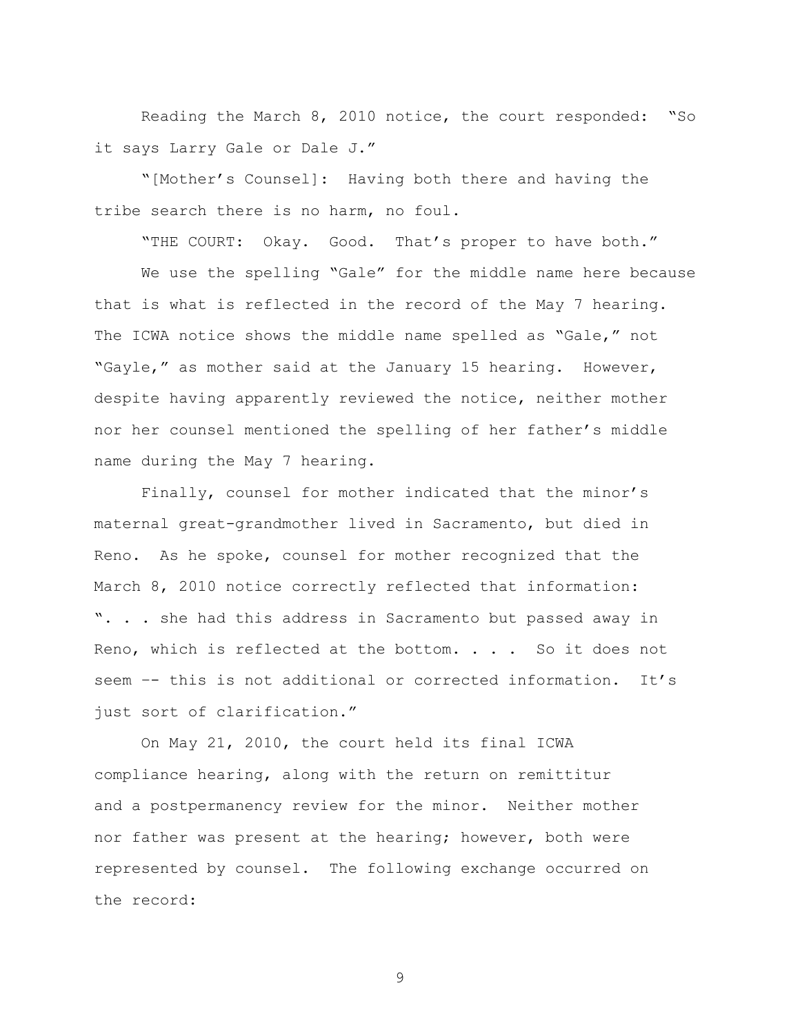Reading the March 8, 2010 notice, the court responded: "So it says Larry Gale or Dale J."

"[Mother's Counsel]: Having both there and having the tribe search there is no harm, no foul.

"THE COURT: Okay. Good. That's proper to have both."

We use the spelling "Gale" for the middle name here because that is what is reflected in the record of the May 7 hearing. The ICWA notice shows the middle name spelled as "Gale," not "Gayle," as mother said at the January 15 hearing. However, despite having apparently reviewed the notice, neither mother nor her counsel mentioned the spelling of her father's middle name during the May 7 hearing.

Finally, counsel for mother indicated that the minor's maternal great-grandmother lived in Sacramento, but died in Reno. As he spoke, counsel for mother recognized that the March 8, 2010 notice correctly reflected that information: ". . . she had this address in Sacramento but passed away in Reno, which is reflected at the bottom. . . . So it does not seem -- this is not additional or corrected information. It's just sort of clarification."

On May 21, 2010, the court held its final ICWA compliance hearing, along with the return on remittitur and a postpermanency review for the minor. Neither mother nor father was present at the hearing; however, both were represented by counsel. The following exchange occurred on the record: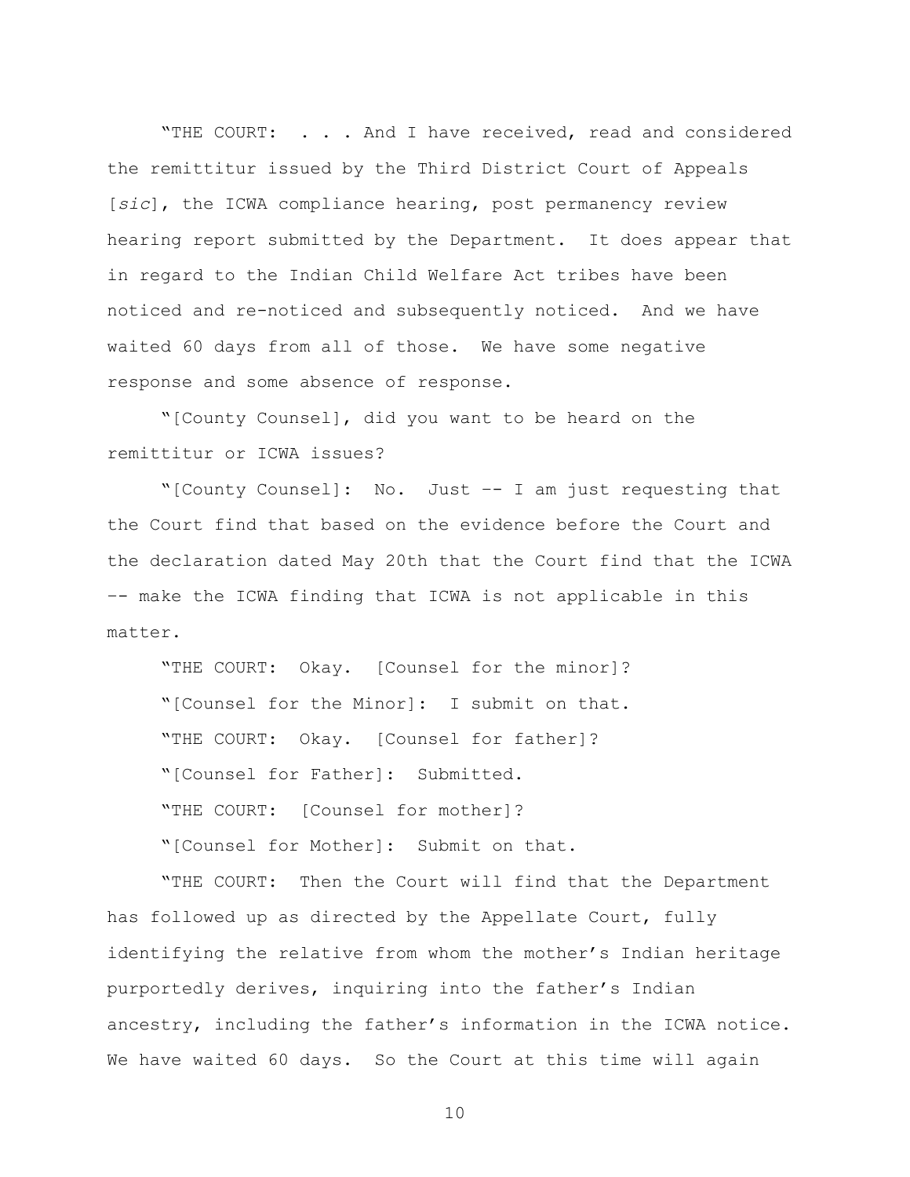"THE COURT: . . . And I have received, read and considered the remittitur issued by the Third District Court of Appeals [*sic*], the ICWA compliance hearing, post permanency review hearing report submitted by the Department. It does appear that in regard to the Indian Child Welfare Act tribes have been noticed and re-noticed and subsequently noticed. And we have waited 60 days from all of those. We have some negative response and some absence of response.

"[County Counsel], did you want to be heard on the remittitur or ICWA issues?

"[County Counsel]: No. Just -- I am just requesting that the Court find that based on the evidence before the Court and the declaration dated May 20th that the Court find that the ICWA -- make the ICWA finding that ICWA is not applicable in this matter.

"THE COURT: Okay. [Counsel for the minor]?

"[Counsel for the Minor]: I submit on that.

"THE COURT: Okay. [Counsel for father]?

"[Counsel for Father]: Submitted.

"THE COURT: [Counsel for mother]?

"[Counsel for Mother]: Submit on that.

"THE COURT: Then the Court will find that the Department has followed up as directed by the Appellate Court, fully identifying the relative from whom the mother's Indian heritage purportedly derives, inquiring into the father's Indian ancestry, including the father's information in the ICWA notice. We have waited 60 days. So the Court at this time will again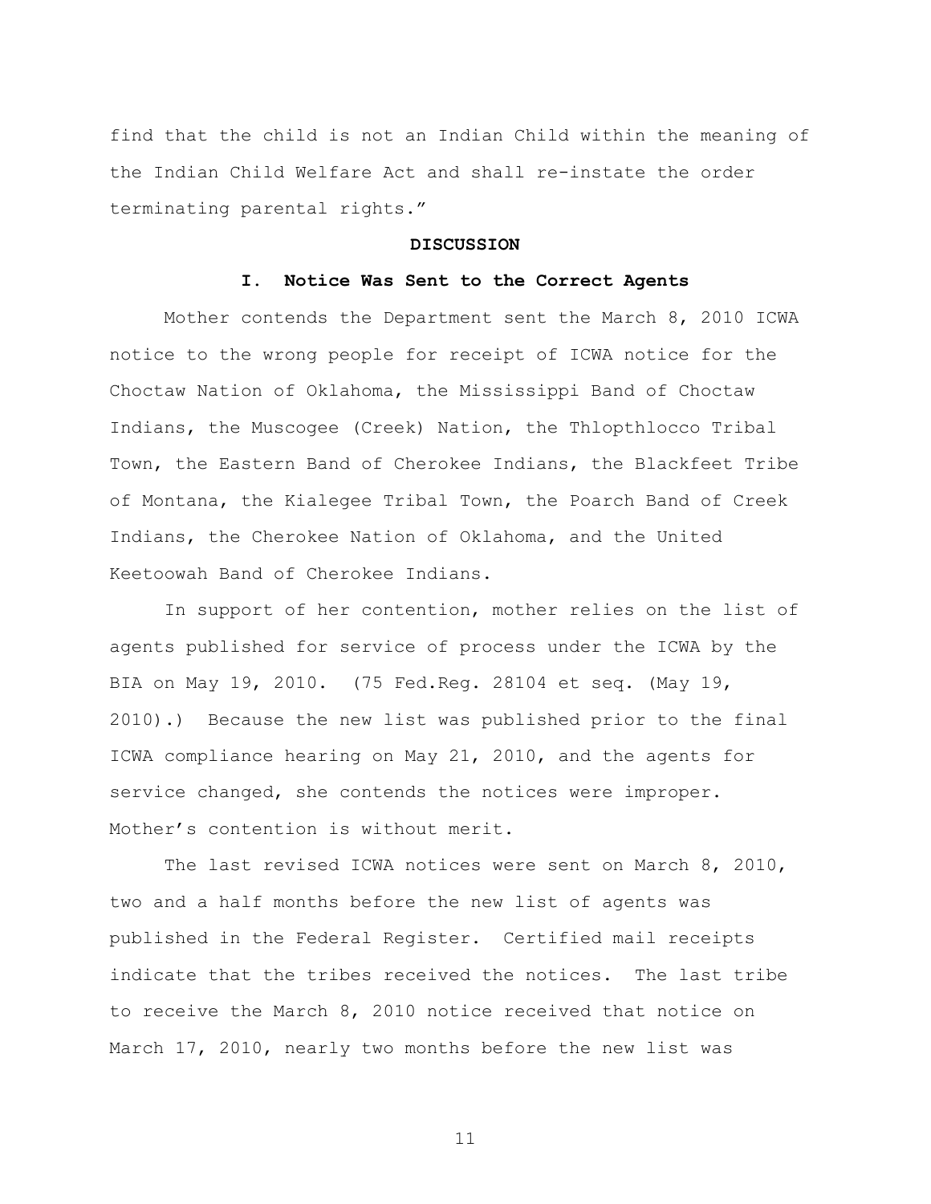find that the child is not an Indian Child within the meaning of the Indian Child Welfare Act and shall re-instate the order terminating parental rights."

## DISCUSSION

### I. Notice Was Sent to the Correct Agents

Mother contends the Department sent the March 8, 2010 ICWA notice to the wrong people for receipt of ICWA notice for the Choctaw Nation of Oklahoma, the Mississippi Band of Choctaw Indians, the Muscogee (Creek) Nation, the Thlopthlocco Tribal Town, the Eastern Band of Cherokee Indians, the Blackfeet Tribe of Montana, the Kialegee Tribal Town, the Poarch Band of Creek Indians, the Cherokee Nation of Oklahoma, and the United Keetoowah Band of Cherokee Indians.

In support of her contention, mother relies on the list of agents published for service of process under the ICWA by the BIA on May 19, 2010. (75 Fed.Reg. 28104 et seq. (May 19, 2010).) Because the new list was published prior to the final ICWA compliance hearing on May 21, 2010, and the agents for service changed, she contends the notices were improper. Mother's contention is without merit.

The last revised ICWA notices were sent on March 8, 2010, two and a half months before the new list of agents was published in the Federal Register. Certified mail receipts indicate that the tribes received the notices. The last tribe to receive the March 8, 2010 notice received that notice on March 17, 2010, nearly two months before the new list was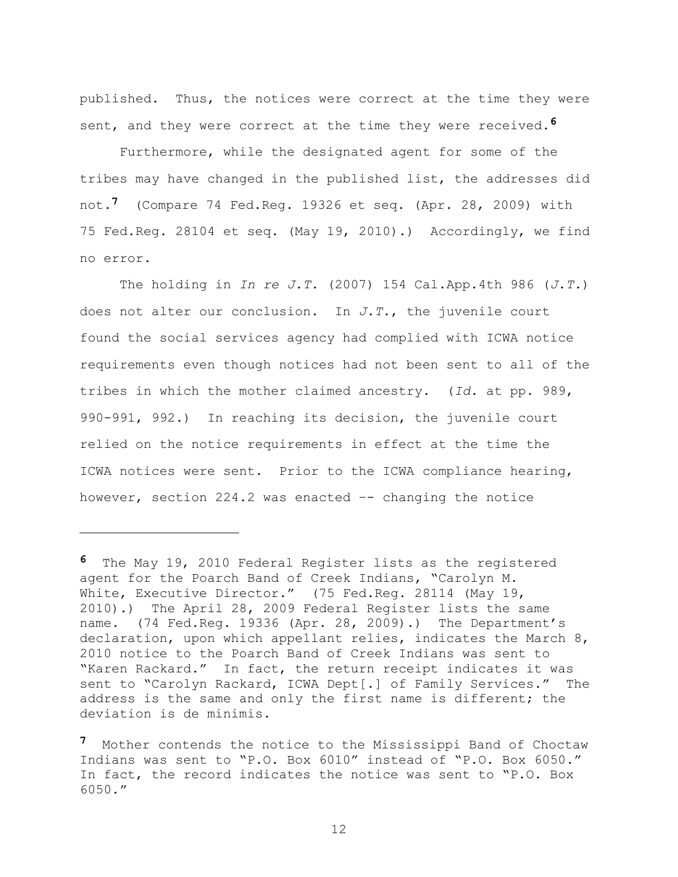published. Thus, the notices were correct at the time they were sent, and they were correct at the time they were received.[6]

Furthermore, while the designated agent for some of the tribes may have changed in the published list, the addresses did not.[7] (Compare 74 Fed.Reg. 19326 et seq. (Apr. 28, 2009) with 75 Fed.Reg. 28104 et seq. (May 19, 2010).) Accordingly, we find no error.

The holding in *In re J.T.* (2007) 154 Cal.App.4th 986 (*J.T.*) does not alter our conclusion. In *J.T.*, the juvenile court found the social services agency had complied with ICWA notice requirements even though notices had not been sent to all of the tribes in which the mother claimed ancestry. (*Id.* at pp. 989, 990-991, 992.) In reaching its decision, the juvenile court relied on the notice requirements in effect at the time the ICWA notices were sent. Prior to the ICWA compliance hearing, however, section 224.2 was enacted -- changing the notice

---

[6] The May 19, 2010 Federal Register lists as the registered agent for the Poarch Band of Creek Indians, "Carolyn M. White, Executive Director." (75 Fed.Reg. 28114 (May 19, 2010).) The April 28, 2009 Federal Register lists the same name. (74 Fed.Reg. 19336 (Apr. 28, 2009).) The Department's declaration, upon which appellant relies, indicates the March 8, 2010 notice to the Poarch Band of Creek Indians was sent to "Karen Rackard." In fact, the return receipt indicates it was sent to "Carolyn Rackard, ICWA Dept[.] of Family Services." The address is the same and only the first name is different; the deviation is de minimis.

[7] Mother contends the notice to the Mississippi Band of Choctaw Indians was sent to "P.O. Box 6010" instead of "P.O. Box 6050." In fact, the record indicates the notice was sent to "P.O. Box 6050."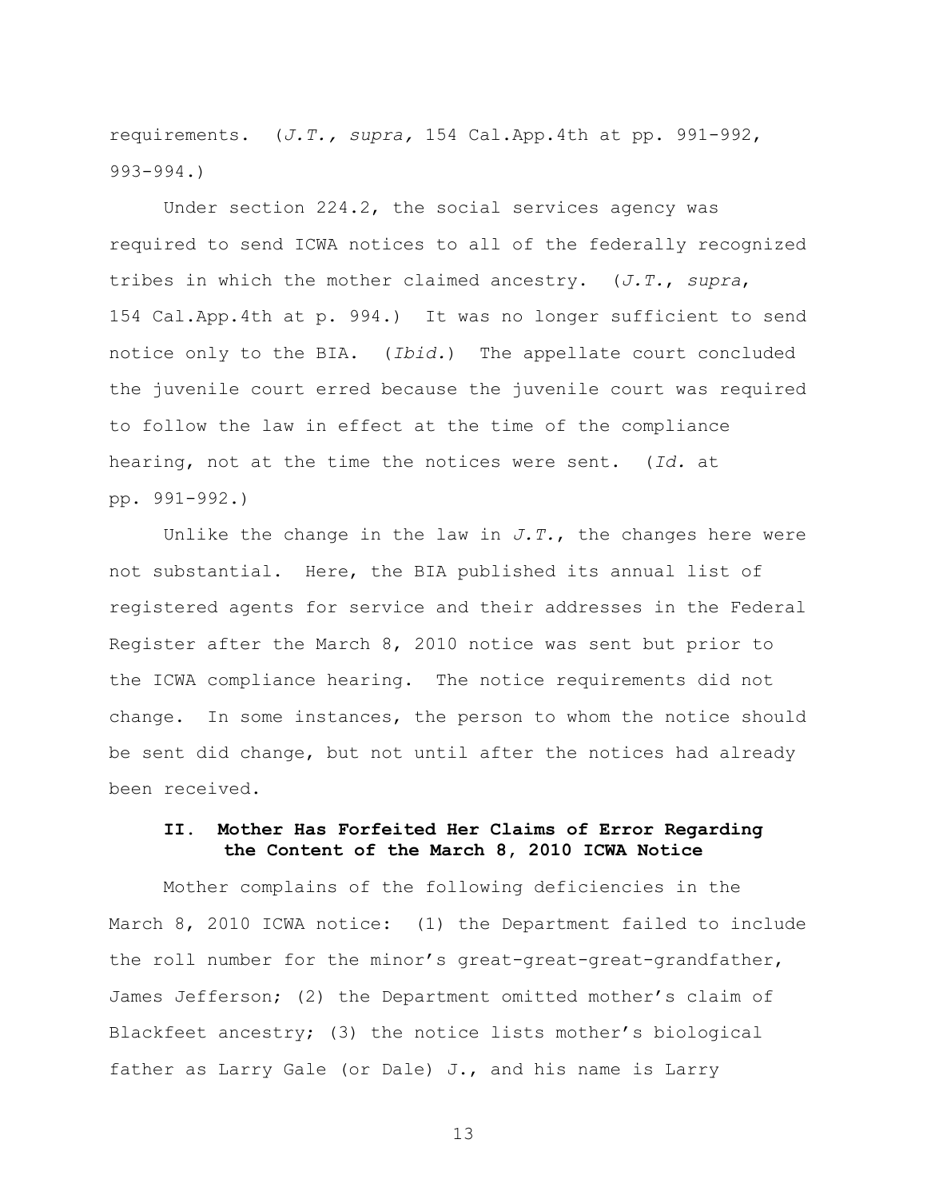requirements. (*J.T., supra,* 154 Cal.App.4th at pp. 991-992, 993-994.)

Under section 224.2, the social services agency was required to send ICWA notices to all of the federally recognized tribes in which the mother claimed ancestry. (*J.T.*, *supra*, 154 Cal.App.4th at p. 994.) It was no longer sufficient to send notice only to the BIA. (*Ibid.*) The appellate court concluded the juvenile court erred because the juvenile court was required to follow the law in effect at the time of the compliance hearing, not at the time the notices were sent. (*Id.* at pp. 991-992.)

Unlike the change in the law in *J.T.*, the changes here were not substantial. Here, the BIA published its annual list of registered agents for service and their addresses in the Federal Register after the March 8, 2010 notice was sent but prior to the ICWA compliance hearing. The notice requirements did not change. In some instances, the person to whom the notice should be sent did change, but not until after the notices had already been received.

### II. Mother Has Forfeited Her Claims of Error Regarding the Content of the March 8, 2010 ICWA Notice

Mother complains of the following deficiencies in the March 8, 2010 ICWA notice: (1) the Department failed to include the roll number for the minor's great-great-great-grandfather, James Jefferson; (2) the Department omitted mother's claim of Blackfeet ancestry; (3) the notice lists mother's biological father as Larry Gale (or Dale) J., and his name is Larry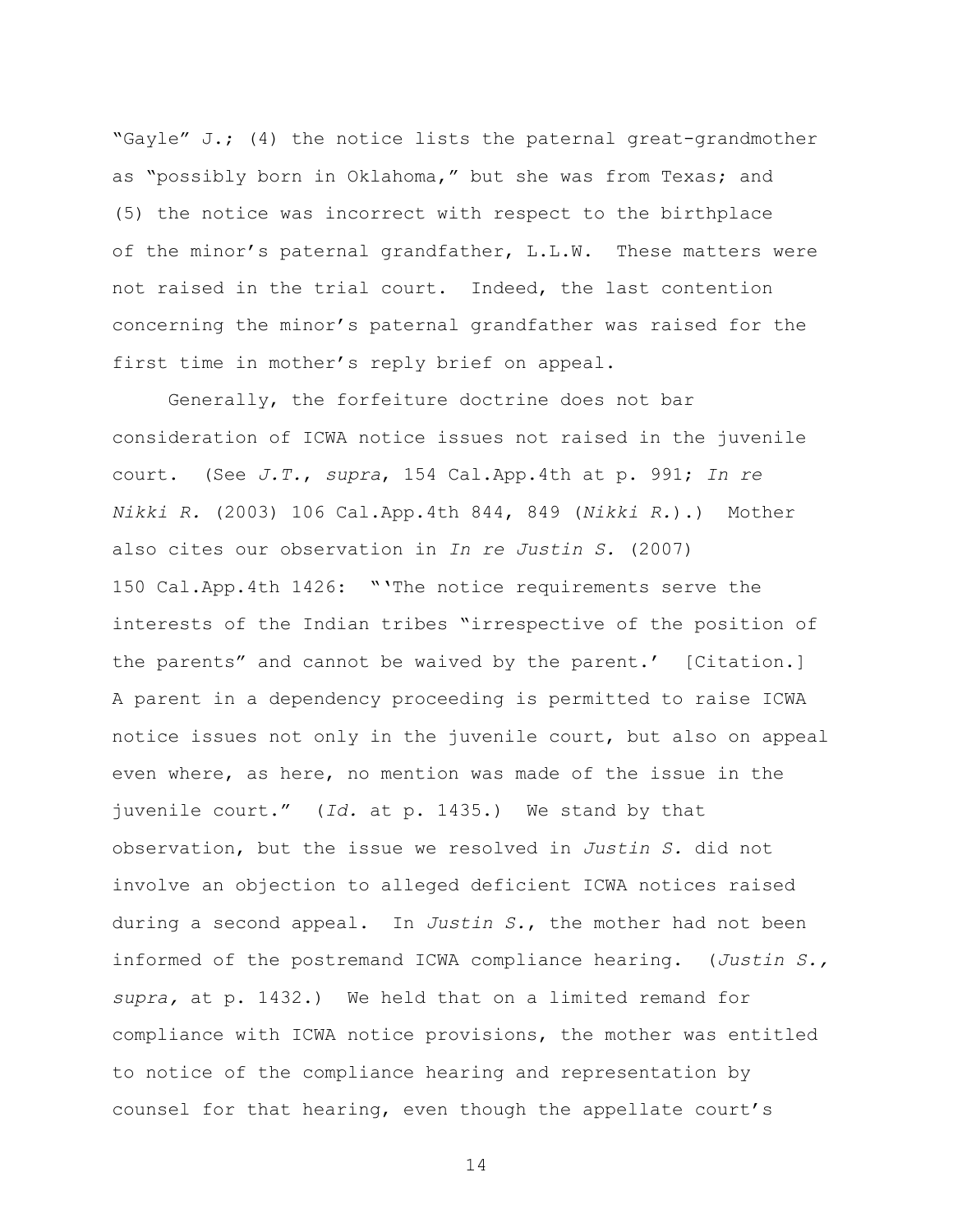"Gayle" J.; (4) the notice lists the paternal great-grandmother as "possibly born in Oklahoma," but she was from Texas; and (5) the notice was incorrect with respect to the birthplace of the minor's paternal grandfather, L.L.W. These matters were not raised in the trial court. Indeed, the last contention concerning the minor's paternal grandfather was raised for the first time in mother's reply brief on appeal.

Generally, the forfeiture doctrine does not bar consideration of ICWA notice issues not raised in the juvenile court. (See *J.T.*, *supra*, 154 Cal.App.4th at p. 991; *In re Nikki R.* (2003) 106 Cal.App.4th 844, 849 (*Nikki R.*).) Mother also cites our observation in *In re Justin S.* (2007) 150 Cal.App.4th 1426: "'The notice requirements serve the interests of the Indian tribes "irrespective of the position of the parents" and cannot be waived by the parent.' [Citation.] A parent in a dependency proceeding is permitted to raise ICWA notice issues not only in the juvenile court, but also on appeal even where, as here, no mention was made of the issue in the juvenile court." (*Id.* at p. 1435.) We stand by that observation, but the issue we resolved in *Justin S.* did not involve an objection to alleged deficient ICWA notices raised during a second appeal. In *Justin S.*, the mother had not been informed of the postremand ICWA compliance hearing. (*Justin S., supra,* at p. 1432.) We held that on a limited remand for compliance with ICWA notice provisions, the mother was entitled to notice of the compliance hearing and representation by counsel for that hearing, even though the appellate court's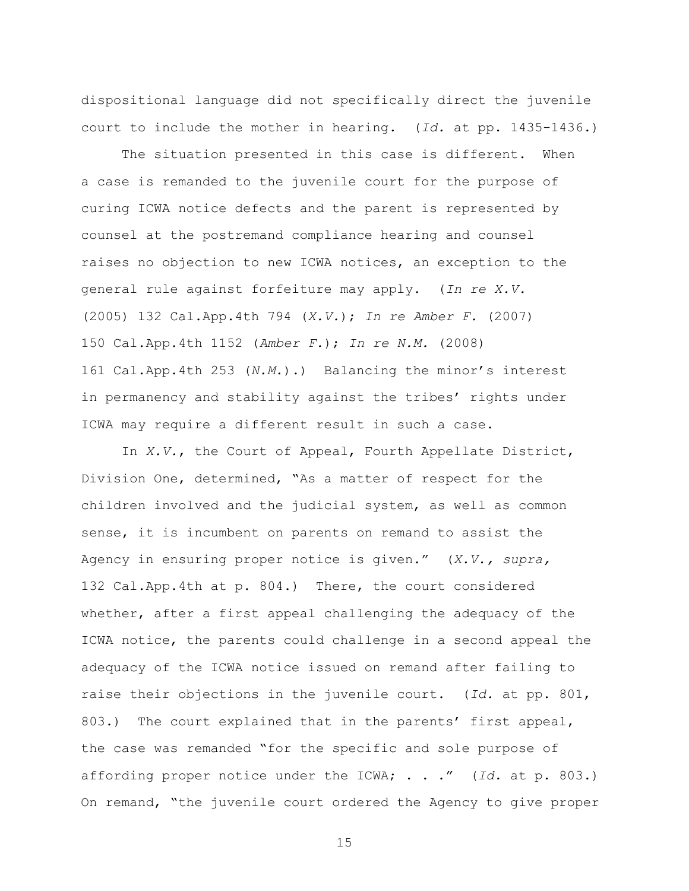dispositional language did not specifically direct the juvenile court to include the mother in hearing. (*Id.* at pp. 1435-1436.)

The situation presented in this case is different. When a case is remanded to the juvenile court for the purpose of curing ICWA notice defects and the parent is represented by counsel at the postremand compliance hearing and counsel raises no objection to new ICWA notices, an exception to the general rule against forfeiture may apply. (*In re X.V.* (2005) 132 Cal.App.4th 794 (*X.V.*); *In re Amber F.* (2007) 150 Cal.App.4th 1152 (*Amber F.*); *In re N.M.* (2008) 161 Cal.App.4th 253 (*N.M.*).) Balancing the minor's interest in permanency and stability against the tribes' rights under ICWA may require a different result in such a case.

In *X.V.*, the Court of Appeal, Fourth Appellate District, Division One, determined, "As a matter of respect for the children involved and the judicial system, as well as common sense, it is incumbent on parents on remand to assist the Agency in ensuring proper notice is given." (*X.V., supra,* 132 Cal.App.4th at p. 804.) There, the court considered whether, after a first appeal challenging the adequacy of the ICWA notice, the parents could challenge in a second appeal the adequacy of the ICWA notice issued on remand after failing to raise their objections in the juvenile court. (*Id.* at pp. 801, 803.) The court explained that in the parents' first appeal, the case was remanded "for the specific and sole purpose of affording proper notice under the ICWA; . . ." (*Id.* at p. 803.) On remand, "the juvenile court ordered the Agency to give proper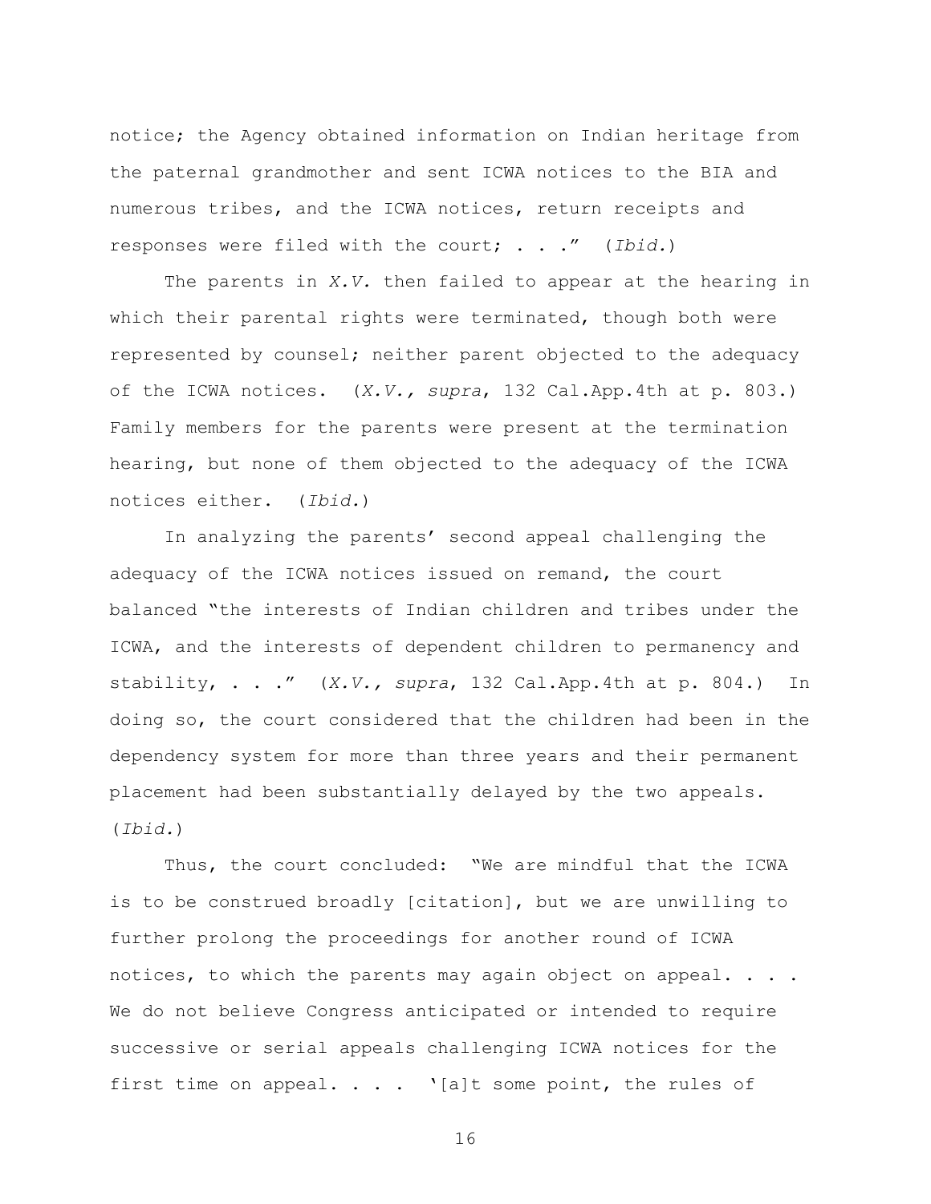notice; the Agency obtained information on Indian heritage from the paternal grandmother and sent ICWA notices to the BIA and numerous tribes, and the ICWA notices, return receipts and responses were filed with the court; . . ." (*Ibid.*)

The parents in *X.V.* then failed to appear at the hearing in which their parental rights were terminated, though both were represented by counsel; neither parent objected to the adequacy of the ICWA notices. (*X.V., supra*, 132 Cal.App.4th at p. 803.) Family members for the parents were present at the termination hearing, but none of them objected to the adequacy of the ICWA notices either. (*Ibid.*)

In analyzing the parents' second appeal challenging the adequacy of the ICWA notices issued on remand, the court balanced "the interests of Indian children and tribes under the ICWA, and the interests of dependent children to permanency and stability, . . ." (*X.V., supra*, 132 Cal.App.4th at p. 804.) In doing so, the court considered that the children had been in the dependency system for more than three years and their permanent placement had been substantially delayed by the two appeals. (*Ibid.*)

Thus, the court concluded: "We are mindful that the ICWA is to be construed broadly [citation], but we are unwilling to further prolong the proceedings for another round of ICWA notices, to which the parents may again object on appeal. . . . We do not believe Congress anticipated or intended to require successive or serial appeals challenging ICWA notices for the first time on appeal. . . . '[a]t some point, the rules of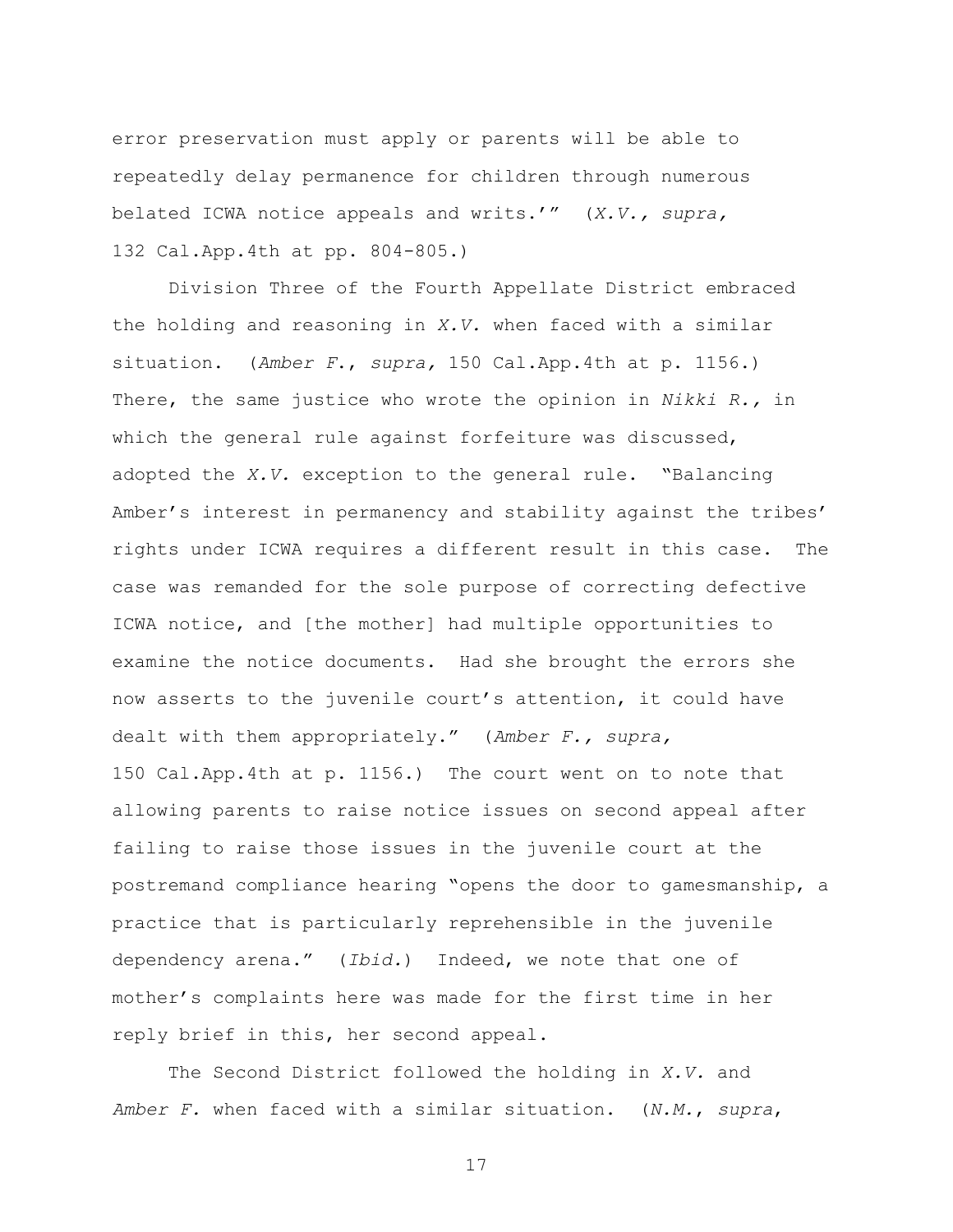error preservation must apply or parents will be able to repeatedly delay permanence for children through numerous belated ICWA notice appeals and writs.'" (*X.V., supra,* 132 Cal.App.4th at pp. 804-805.)

Division Three of the Fourth Appellate District embraced the holding and reasoning in *X.V.* when faced with a similar situation. (*Amber F.*, *supra,* 150 Cal.App.4th at p. 1156.) There, the same justice who wrote the opinion in *Nikki R.,* in which the general rule against forfeiture was discussed, adopted the *X.V.* exception to the general rule. "Balancing Amber's interest in permanency and stability against the tribes' rights under ICWA requires a different result in this case. The case was remanded for the sole purpose of correcting defective ICWA notice, and [the mother] had multiple opportunities to examine the notice documents. Had she brought the errors she now asserts to the juvenile court's attention, it could have dealt with them appropriately." (*Amber F., supra,* 150 Cal.App.4th at p. 1156.) The court went on to note that allowing parents to raise notice issues on second appeal after failing to raise those issues in the juvenile court at the postremand compliance hearing "opens the door to gamesmanship, a practice that is particularly reprehensible in the juvenile dependency arena." (*Ibid.*) Indeed, we note that one of mother's complaints here was made for the first time in her reply brief in this, her second appeal.

The Second District followed the holding in *X.V.* and *Amber F.* when faced with a similar situation. (*N.M.*, *supra*,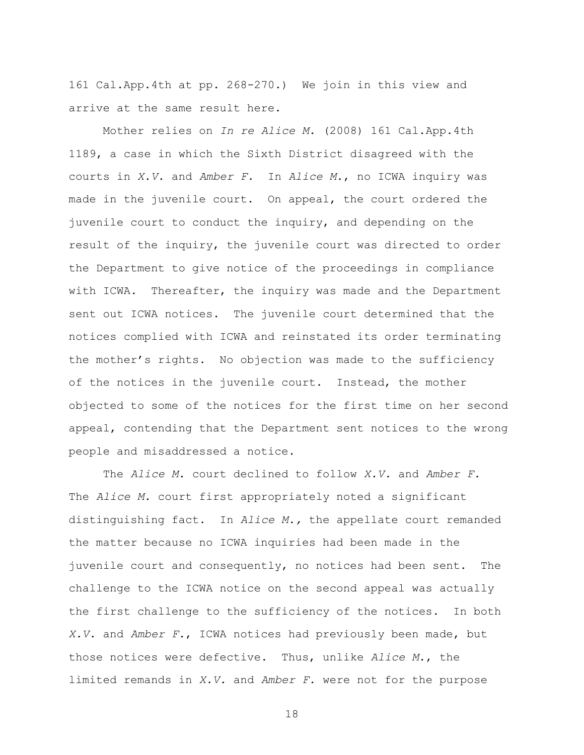161 Cal.App.4th at pp. 268-270.) We join in this view and arrive at the same result here.

Mother relies on *In re Alice M.* (2008) 161 Cal.App.4th 1189, a case in which the Sixth District disagreed with the courts in *X.V.* and *Amber F.* In *Alice M.*, no ICWA inquiry was made in the juvenile court. On appeal, the court ordered the juvenile court to conduct the inquiry, and depending on the result of the inquiry, the juvenile court was directed to order the Department to give notice of the proceedings in compliance with ICWA. Thereafter, the inquiry was made and the Department sent out ICWA notices. The juvenile court determined that the notices complied with ICWA and reinstated its order terminating the mother's rights. No objection was made to the sufficiency of the notices in the juvenile court. Instead, the mother objected to some of the notices for the first time on her second appeal, contending that the Department sent notices to the wrong people and misaddressed a notice.

The *Alice M.* court declined to follow *X.V.* and *Amber F.* The *Alice M.* court first appropriately noted a significant distinguishing fact. In *Alice M.,* the appellate court remanded the matter because no ICWA inquiries had been made in the juvenile court and consequently, no notices had been sent. The challenge to the ICWA notice on the second appeal was actually the first challenge to the sufficiency of the notices. In both *X.V.* and *Amber F.*, ICWA notices had previously been made, but those notices were defective. Thus, unlike *Alice M.*, the limited remands in *X.V.* and *Amber F.* were not for the purpose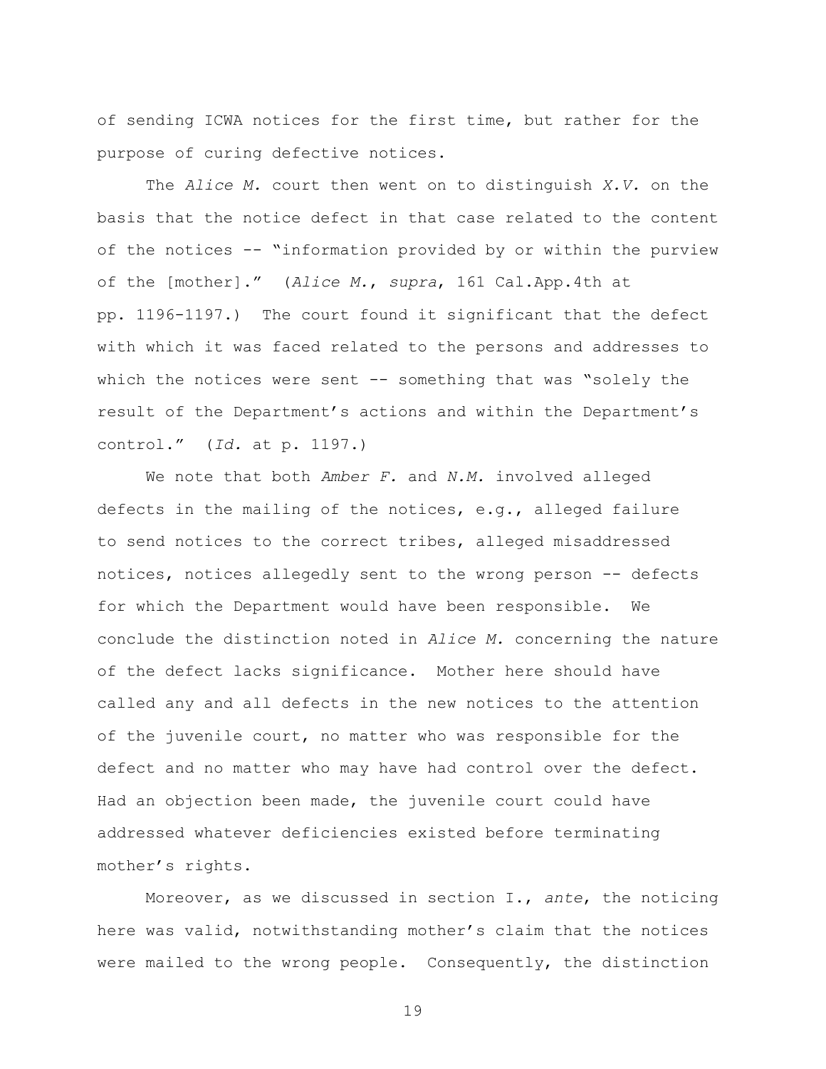of sending ICWA notices for the first time, but rather for the purpose of curing defective notices.

The *Alice M.* court then went on to distinguish *X.V.* on the basis that the notice defect in that case related to the content of the notices -- "information provided by or within the purview of the [mother]." (*Alice M.*, *supra*, 161 Cal.App.4th at pp. 1196-1197.) The court found it significant that the defect with which it was faced related to the persons and addresses to which the notices were sent -- something that was "solely the result of the Department's actions and within the Department's control." (*Id.* at p. 1197.)

We note that both *Amber F.* and *N.M.* involved alleged defects in the mailing of the notices, e.g., alleged failure to send notices to the correct tribes, alleged misaddressed notices, notices allegedly sent to the wrong person -- defects for which the Department would have been responsible. We conclude the distinction noted in *Alice M.* concerning the nature of the defect lacks significance. Mother here should have called any and all defects in the new notices to the attention of the juvenile court, no matter who was responsible for the defect and no matter who may have had control over the defect. Had an objection been made, the juvenile court could have addressed whatever deficiencies existed before terminating mother's rights.

Moreover, as we discussed in section I., *ante*, the noticing here was valid, notwithstanding mother's claim that the notices were mailed to the wrong people. Consequently, the distinction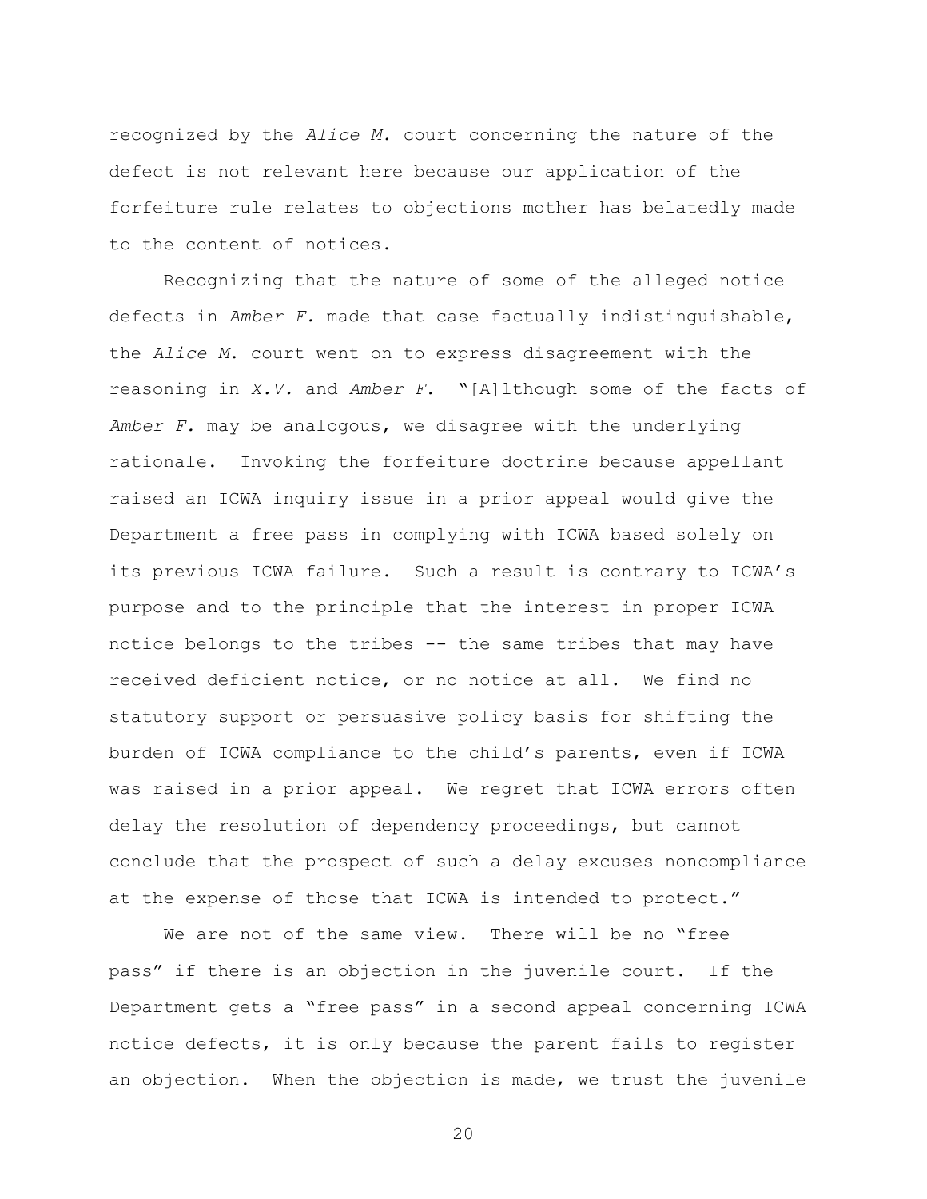recognized by the *Alice M.* court concerning the nature of the defect is not relevant here because our application of the forfeiture rule relates to objections mother has belatedly made to the content of notices.

Recognizing that the nature of some of the alleged notice defects in *Amber F.* made that case factually indistinguishable, the *Alice M.* court went on to express disagreement with the reasoning in *X.V.* and *Amber F.* "[A]lthough some of the facts of *Amber F.* may be analogous, we disagree with the underlying rationale. Invoking the forfeiture doctrine because appellant raised an ICWA inquiry issue in a prior appeal would give the Department a free pass in complying with ICWA based solely on its previous ICWA failure. Such a result is contrary to ICWA's purpose and to the principle that the interest in proper ICWA notice belongs to the tribes -- the same tribes that may have received deficient notice, or no notice at all. We find no statutory support or persuasive policy basis for shifting the burden of ICWA compliance to the child's parents, even if ICWA was raised in a prior appeal. We regret that ICWA errors often delay the resolution of dependency proceedings, but cannot conclude that the prospect of such a delay excuses noncompliance at the expense of those that ICWA is intended to protect."

We are not of the same view. There will be no "free pass" if there is an objection in the juvenile court. If the Department gets a "free pass" in a second appeal concerning ICWA notice defects, it is only because the parent fails to register an objection. When the objection is made, we trust the juvenile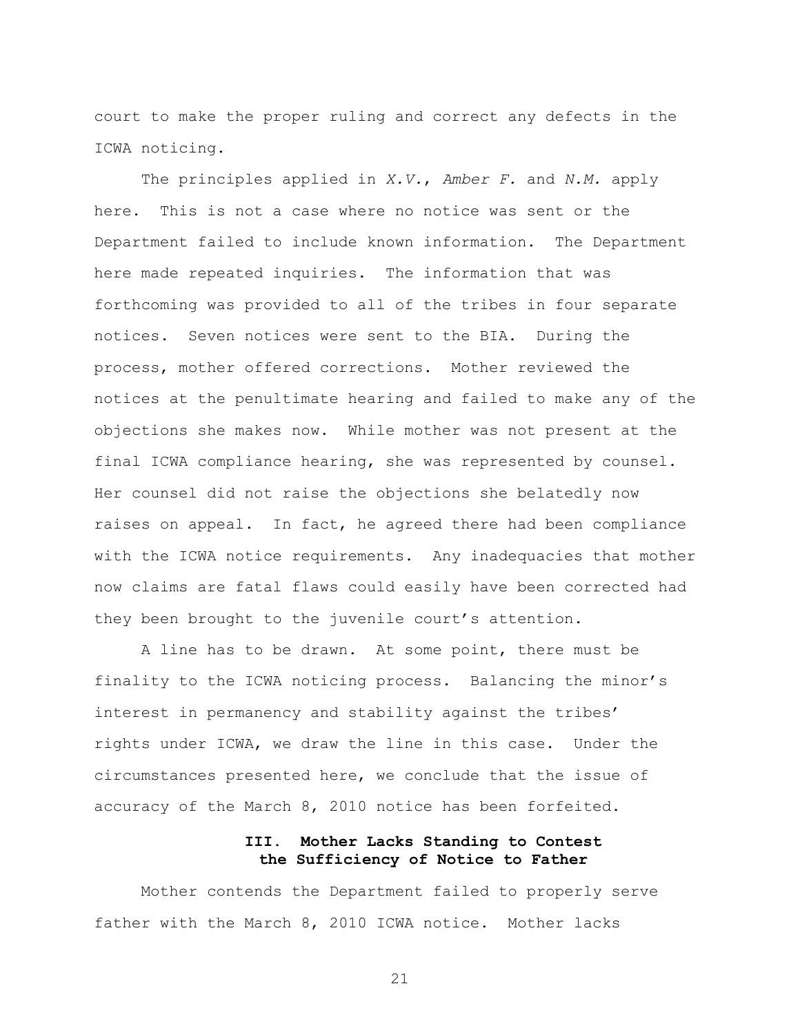court to make the proper ruling and correct any defects in the ICWA noticing.

The principles applied in *X.V.*, *Amber F.* and *N.M.* apply here. This is not a case where no notice was sent or the Department failed to include known information. The Department here made repeated inquiries. The information that was forthcoming was provided to all of the tribes in four separate notices. Seven notices were sent to the BIA. During the process, mother offered corrections. Mother reviewed the notices at the penultimate hearing and failed to make any of the objections she makes now. While mother was not present at the final ICWA compliance hearing, she was represented by counsel. Her counsel did not raise the objections she belatedly now raises on appeal. In fact, he agreed there had been compliance with the ICWA notice requirements. Any inadequacies that mother now claims are fatal flaws could easily have been corrected had they been brought to the juvenile court's attention.

A line has to be drawn. At some point, there must be finality to the ICWA noticing process. Balancing the minor's interest in permanency and stability against the tribes' rights under ICWA, we draw the line in this case. Under the circumstances presented here, we conclude that the issue of accuracy of the March 8, 2010 notice has been forfeited.

### III. Mother Lacks Standing to Contest the Sufficiency of Notice to Father

Mother contends the Department failed to properly serve father with the March 8, 2010 ICWA notice. Mother lacks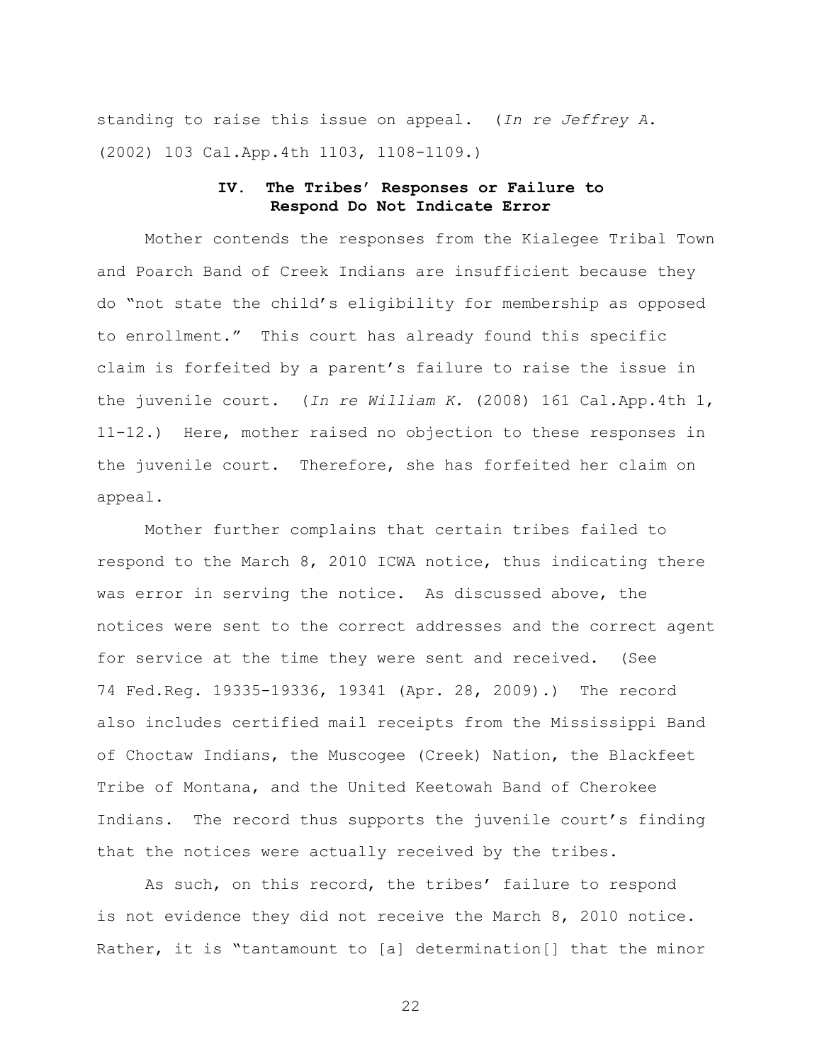standing to raise this issue on appeal. (*In re Jeffrey A.* (2002) 103 Cal.App.4th 1103, 1108-1109.)

### IV. The Tribes' Responses or Failure to Respond Do Not Indicate Error

Mother contends the responses from the Kialegee Tribal Town and Poarch Band of Creek Indians are insufficient because they do "not state the child's eligibility for membership as opposed to enrollment." This court has already found this specific claim is forfeited by a parent's failure to raise the issue in the juvenile court. (*In re William K.* (2008) 161 Cal.App.4th 1, 11-12.) Here, mother raised no objection to these responses in the juvenile court. Therefore, she has forfeited her claim on appeal.

Mother further complains that certain tribes failed to respond to the March 8, 2010 ICWA notice, thus indicating there was error in serving the notice. As discussed above, the notices were sent to the correct addresses and the correct agent for service at the time they were sent and received. (See 74 Fed.Reg. 19335-19336, 19341 (Apr. 28, 2009).) The record also includes certified mail receipts from the Mississippi Band of Choctaw Indians, the Muscogee (Creek) Nation, the Blackfeet Tribe of Montana, and the United Keetowah Band of Cherokee Indians. The record thus supports the juvenile court's finding that the notices were actually received by the tribes.

As such, on this record, the tribes' failure to respond is not evidence they did not receive the March 8, 2010 notice. Rather, it is "tantamount to [a] determination[] that the minor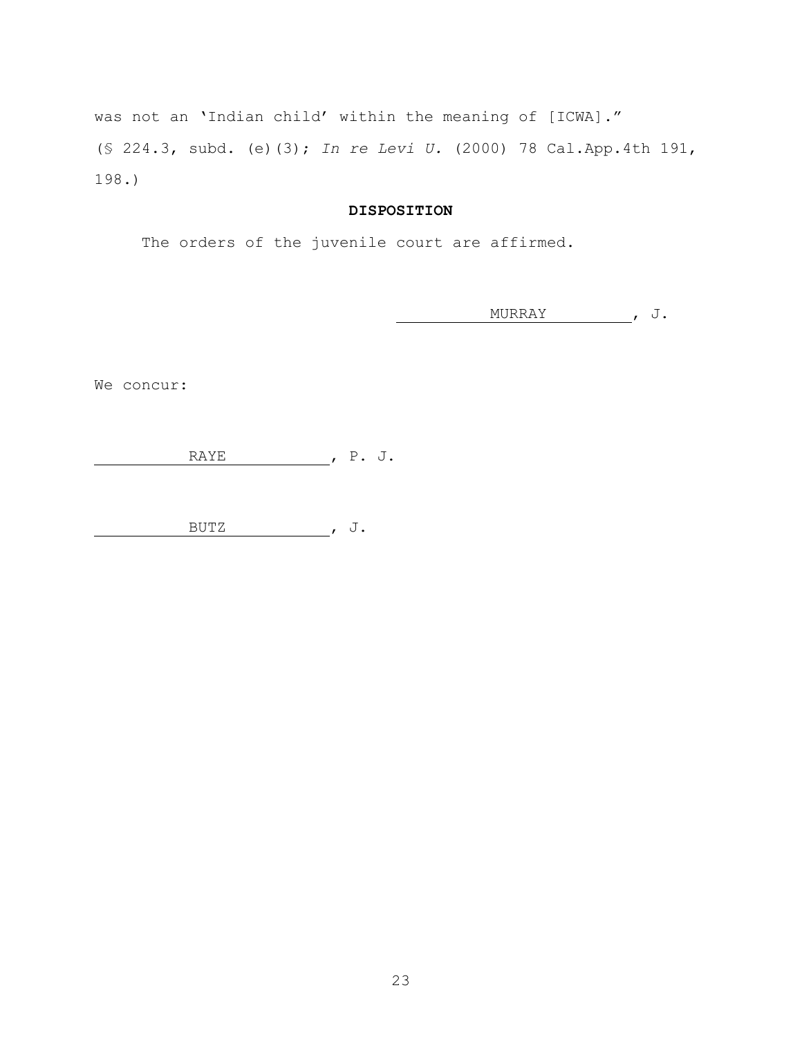was not an 'Indian child' within the meaning of [ICWA]." (§ 224.3, subd. (e)(3); *In re Levi U.* (2000) 78 Cal.App.4th 191, 198.)

**DISPOSITION**

The orders of the juvenile court are affirmed.

MURRAY, J.

We concur:

RAYE, P. J.

BUTZ, J.